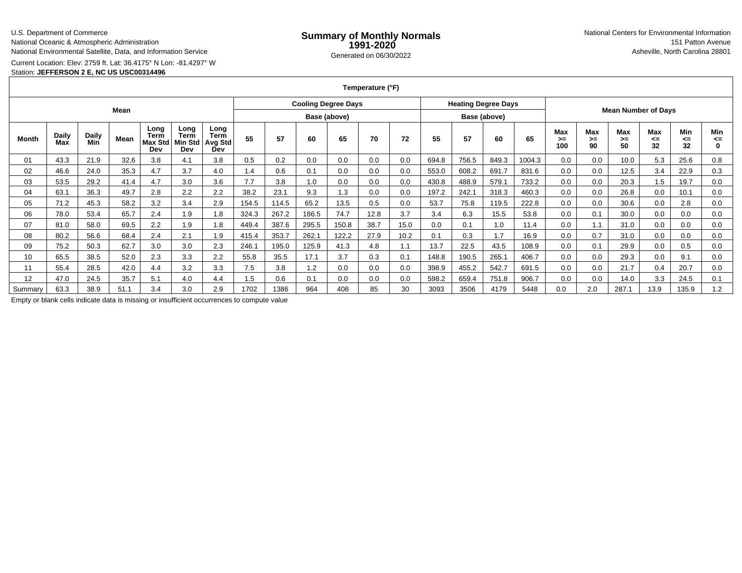U.S. Department of Commerce
National Oceanic & Atmospheric Administration
National Environmental Satellite, Data, and Information Service

# Summary of Monthly Normals 1991-2020

Generated on 06/30/2022

National Centers for Environmental Information
151 Patton Avenue
Asheville, North Carolina 28801

Current Location: Elev: 2759 ft. Lat: 36.4175° N Lon: -81.4297° W
Station: **JEFFERSON 2 E, NC US USC00314496**

## Temperature (°F)

| Mean | | | | | | | Cooling Degree Days | | | | | | Heating Degree Days | | | | Mean Number of Days | | | | | |
|---|---|---|---|---|---|---|---|---|---|---|---|---|---|---|---|---|---|---|---|---|---|---|
| | | | | | | | Base (above) | | | | | | Base (above) | | | | | | | | | |
| Month | Daily Max | Daily Min | Mean | Long Term Max Std Dev | Long Term Min Std Dev | Long Term Avg Std Dev | 55 | 57 | 60 | 65 | 70 | 72 | 55 | 57 | 60 | 65 | Max >= 100 | Max >= 90 | Max >= 50 | Max <= 32 | Min <= 32 | Min <= 0 |
| 01 | 43.3 | 21.9 | 32.6 | 3.8 | 4.1 | 3.8 | 0.5 | 0.2 | 0.0 | 0.0 | 0.0 | 0.0 | 694.8 | 756.5 | 849.3 | 1004.3 | 0.0 | 0.0 | 10.0 | 5.3 | 25.6 | 0.8 |
| 02 | 46.6 | 24.0 | 35.3 | 4.7 | 3.7 | 4.0 | 1.4 | 0.6 | 0.1 | 0.0 | 0.0 | 0.0 | 553.0 | 608.2 | 691.7 | 831.6 | 0.0 | 0.0 | 12.5 | 3.4 | 22.9 | 0.3 |
| 03 | 53.5 | 29.2 | 41.4 | 4.7 | 3.0 | 3.6 | 7.7 | 3.8 | 1.0 | 0.0 | 0.0 | 0.0 | 430.8 | 488.9 | 579.1 | 733.2 | 0.0 | 0.0 | 20.3 | 1.5 | 19.7 | 0.0 |
| 04 | 63.1 | 36.3 | 49.7 | 2.8 | 2.2 | 2.2 | 38.2 | 23.1 | 9.3 | 1.3 | 0.0 | 0.0 | 197.2 | 242.1 | 318.3 | 460.3 | 0.0 | 0.0 | 26.8 | 0.0 | 10.1 | 0.0 |
| 05 | 71.2 | 45.3 | 58.2 | 3.2 | 3.4 | 2.9 | 154.5 | 114.5 | 65.2 | 13.5 | 0.5 | 0.0 | 53.7 | 75.8 | 119.5 | 222.8 | 0.0 | 0.0 | 30.6 | 0.0 | 2.8 | 0.0 |
| 06 | 78.0 | 53.4 | 65.7 | 2.4 | 1.9 | 1.8 | 324.3 | 267.2 | 186.5 | 74.7 | 12.8 | 3.7 | 3.4 | 6.3 | 15.5 | 53.8 | 0.0 | 0.1 | 30.0 | 0.0 | 0.0 | 0.0 |
| 07 | 81.0 | 58.0 | 69.5 | 2.2 | 1.9 | 1.8 | 449.4 | 387.6 | 295.5 | 150.8 | 38.7 | 15.0 | 0.0 | 0.1 | 1.0 | 11.4 | 0.0 | 1.1 | 31.0 | 0.0 | 0.0 | 0.0 |
| 08 | 80.2 | 56.6 | 68.4 | 2.4 | 2.1 | 1.9 | 415.4 | 353.7 | 262.1 | 122.2 | 27.9 | 10.2 | 0.1 | 0.3 | 1.7 | 16.9 | 0.0 | 0.7 | 31.0 | 0.0 | 0.0 | 0.0 |
| 09 | 75.2 | 50.3 | 62.7 | 3.0 | 3.0 | 2.3 | 246.1 | 195.0 | 125.9 | 41.3 | 4.8 | 1.1 | 13.7 | 22.5 | 43.5 | 108.9 | 0.0 | 0.1 | 29.9 | 0.0 | 0.5 | 0.0 |
| 10 | 65.5 | 38.5 | 52.0 | 2.3 | 3.3 | 2.2 | 55.8 | 35.5 | 17.1 | 3.7 | 0.3 | 0.1 | 148.8 | 190.5 | 265.1 | 406.7 | 0.0 | 0.0 | 29.3 | 0.0 | 9.1 | 0.0 |
| 11 | 55.4 | 28.5 | 42.0 | 4.4 | 3.2 | 3.3 | 7.5 | 3.8 | 1.2 | 0.0 | 0.0 | 0.0 | 398.9 | 455.2 | 542.7 | 691.5 | 0.0 | 0.0 | 21.7 | 0.4 | 20.7 | 0.0 |
| 12 | 47.0 | 24.5 | 35.7 | 5.1 | 4.0 | 4.4 | 1.5 | 0.6 | 0.1 | 0.0 | 0.0 | 0.0 | 598.2 | 659.4 | 751.8 | 906.7 | 0.0 | 0.0 | 14.0 | 3.3 | 24.5 | 0.1 |
| Summary | 63.3 | 38.9 | 51.1 | 3.4 | 3.0 | 2.9 | 1702 | 1386 | 964 | 408 | 85 | 30 | 3093 | 3506 | 4179 | 5448 | 0.0 | 2.0 | 287.1 | 13.9 | 135.9 | 1.2 |

Empty or blank cells indicate data is missing or insufficient occurrences to compute value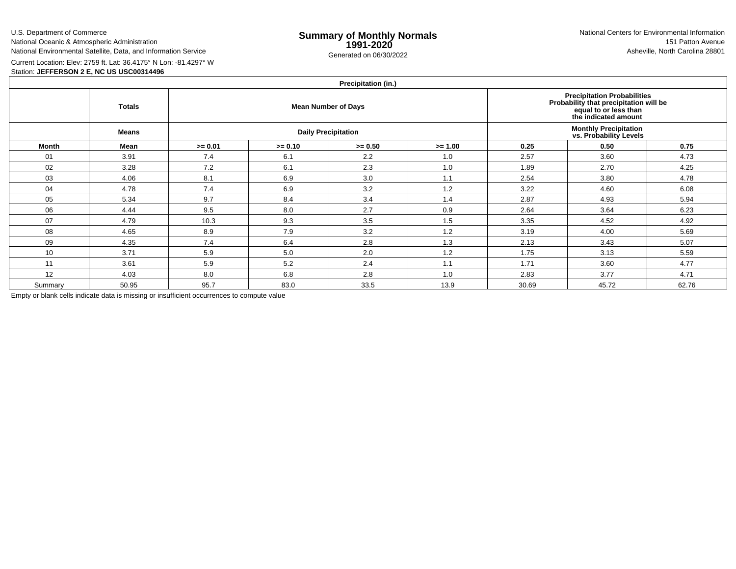U.S. Department of Commerce
National Oceanic & Atmospheric Administration
National Environmental Satellite, Data, and Information Service

# Summary of Monthly Normals 1991-2020

Generated on 06/30/2022

National Centers for Environmental Information
151 Patton Avenue
Asheville, North Carolina 28801

Current Location: Elev: 2759 ft. Lat: 36.4175° N Lon: -81.4297° W
Station: **JEFFERSON 2 E, NC US USC00314496**

| Precipitation (in.) | | | | | | | | |
|---|---|---|---|---|---|---|---|---|
| | Totals | Mean Number of Days | | | | Precipitation Probabilities Probability that precipitation will be equal to or less than the indicated amount | | |
| | Means | Daily Precipitation | | | | Monthly Precipitation vs. Probability Levels | | |
| **Month** | **Mean** | **>= 0.01** | **>= 0.10** | **>= 0.50** | **>= 1.00** | **0.25** | **0.50** | **0.75** |
| 01 | 3.91 | 7.4 | 6.1 | 2.2 | 1.0 | 2.57 | 3.60 | 4.73 |
| 02 | 3.28 | 7.2 | 6.1 | 2.3 | 1.0 | 1.89 | 2.70 | 4.25 |
| 03 | 4.06 | 8.1 | 6.9 | 3.0 | 1.1 | 2.54 | 3.80 | 4.78 |
| 04 | 4.78 | 7.4 | 6.9 | 3.2 | 1.2 | 3.22 | 4.60 | 6.08 |
| 05 | 5.34 | 9.7 | 8.4 | 3.4 | 1.4 | 2.87 | 4.93 | 5.94 |
| 06 | 4.44 | 9.5 | 8.0 | 2.7 | 0.9 | 2.64 | 3.64 | 6.23 |
| 07 | 4.79 | 10.3 | 9.3 | 3.5 | 1.5 | 3.35 | 4.52 | 4.92 |
| 08 | 4.65 | 8.9 | 7.9 | 3.2 | 1.2 | 3.19 | 4.00 | 5.69 |
| 09 | 4.35 | 7.4 | 6.4 | 2.8 | 1.3 | 2.13 | 3.43 | 5.07 |
| 10 | 3.71 | 5.9 | 5.0 | 2.0 | 1.2 | 1.75 | 3.13 | 5.59 |
| 11 | 3.61 | 5.9 | 5.2 | 2.4 | 1.1 | 1.71 | 3.60 | 4.77 |
| 12 | 4.03 | 8.0 | 6.8 | 2.8 | 1.0 | 2.83 | 3.77 | 4.71 |
| Summary | 50.95 | 95.7 | 83.0 | 33.5 | 13.9 | 30.69 | 45.72 | 62.76 |

Empty or blank cells indicate data is missing or insufficient occurrences to compute value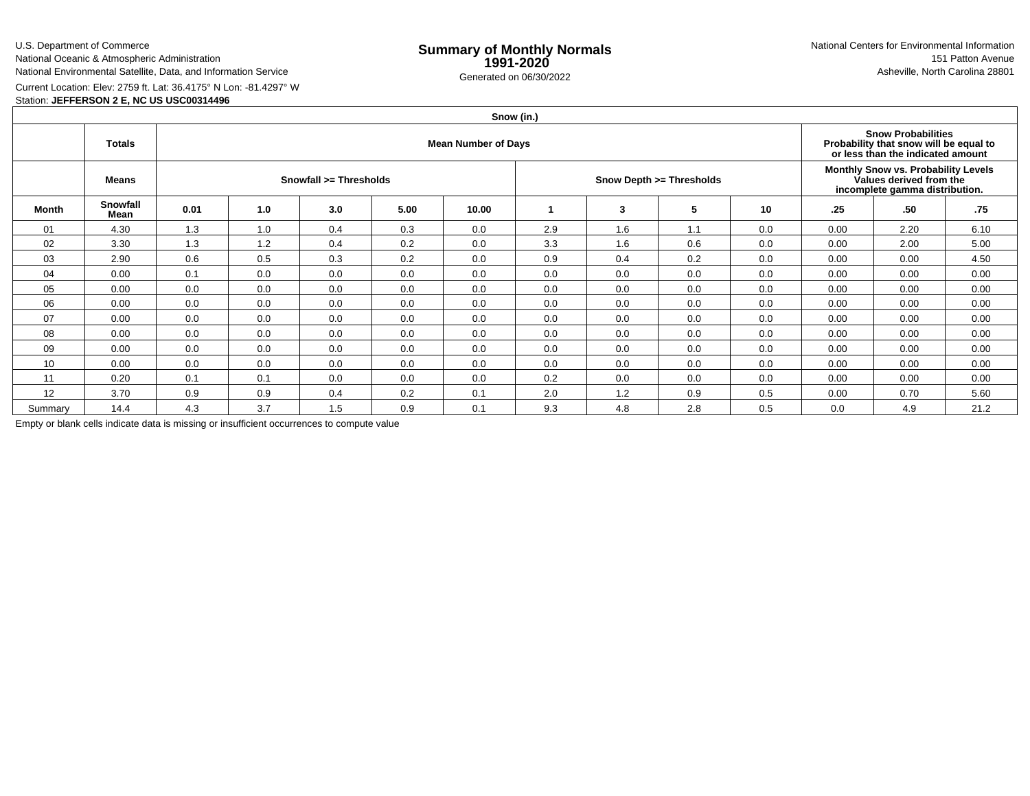U.S. Department of Commerce
National Oceanic & Atmospheric Administration
National Environmental Satellite, Data, and Information Service

# Summary of Monthly Normals 1991-2020

Generated on 06/30/2022

National Centers for Environmental Information
151 Patton Avenue
Asheville, North Carolina 28801

Current Location: Elev: 2759 ft. Lat: 36.4175° N Lon: -81.4297° W
Station: **JEFFERSON 2 E, NC US USC00314496**

| Snow (in.) | | | | | | | | | | | | |
|---|---|---|---|---|---|---|---|---|---|---|---|---|
| | **Totals** | **Mean Number of Days** | | | | | | | | | **Snow Probabilities Probability that snow will be equal to or less than the indicated amount** | | |
| | **Means** | **Snowfall >= Thresholds** | | | | | **Snow Depth >= Thresholds** | | | | **Monthly Snow vs. Probability Levels Values derived from the incomplete gamma distribution.** | | |
| **Month** | **Snowfall Mean** | **0.01** | **1.0** | **3.0** | **5.00** | **10.00** | **1** | **3** | **5** | **10** | **.25** | **.50** | **.75** |
| 01 | 4.30 | 1.3 | 1.0 | 0.4 | 0.3 | 0.0 | 2.9 | 1.6 | 1.1 | 0.0 | 0.00 | 2.20 | 6.10 |
| 02 | 3.30 | 1.3 | 1.2 | 0.4 | 0.2 | 0.0 | 3.3 | 1.6 | 0.6 | 0.0 | 0.00 | 2.00 | 5.00 |
| 03 | 2.90 | 0.6 | 0.5 | 0.3 | 0.2 | 0.0 | 0.9 | 0.4 | 0.2 | 0.0 | 0.00 | 0.00 | 4.50 |
| 04 | 0.00 | 0.1 | 0.0 | 0.0 | 0.0 | 0.0 | 0.0 | 0.0 | 0.0 | 0.0 | 0.00 | 0.00 | 0.00 |
| 05 | 0.00 | 0.0 | 0.0 | 0.0 | 0.0 | 0.0 | 0.0 | 0.0 | 0.0 | 0.0 | 0.00 | 0.00 | 0.00 |
| 06 | 0.00 | 0.0 | 0.0 | 0.0 | 0.0 | 0.0 | 0.0 | 0.0 | 0.0 | 0.0 | 0.00 | 0.00 | 0.00 |
| 07 | 0.00 | 0.0 | 0.0 | 0.0 | 0.0 | 0.0 | 0.0 | 0.0 | 0.0 | 0.0 | 0.00 | 0.00 | 0.00 |
| 08 | 0.00 | 0.0 | 0.0 | 0.0 | 0.0 | 0.0 | 0.0 | 0.0 | 0.0 | 0.0 | 0.00 | 0.00 | 0.00 |
| 09 | 0.00 | 0.0 | 0.0 | 0.0 | 0.0 | 0.0 | 0.0 | 0.0 | 0.0 | 0.0 | 0.00 | 0.00 | 0.00 |
| 10 | 0.00 | 0.0 | 0.0 | 0.0 | 0.0 | 0.0 | 0.0 | 0.0 | 0.0 | 0.0 | 0.00 | 0.00 | 0.00 |
| 11 | 0.20 | 0.1 | 0.1 | 0.0 | 0.0 | 0.0 | 0.2 | 0.0 | 0.0 | 0.0 | 0.00 | 0.00 | 0.00 |
| 12 | 3.70 | 0.9 | 0.9 | 0.4 | 0.2 | 0.1 | 2.0 | 1.2 | 0.9 | 0.5 | 0.00 | 0.70 | 5.60 |
| Summary | 14.4 | 4.3 | 3.7 | 1.5 | 0.9 | 0.1 | 9.3 | 4.8 | 2.8 | 0.5 | 0.0 | 4.9 | 21.2 |

Empty or blank cells indicate data is missing or insufficient occurrences to compute value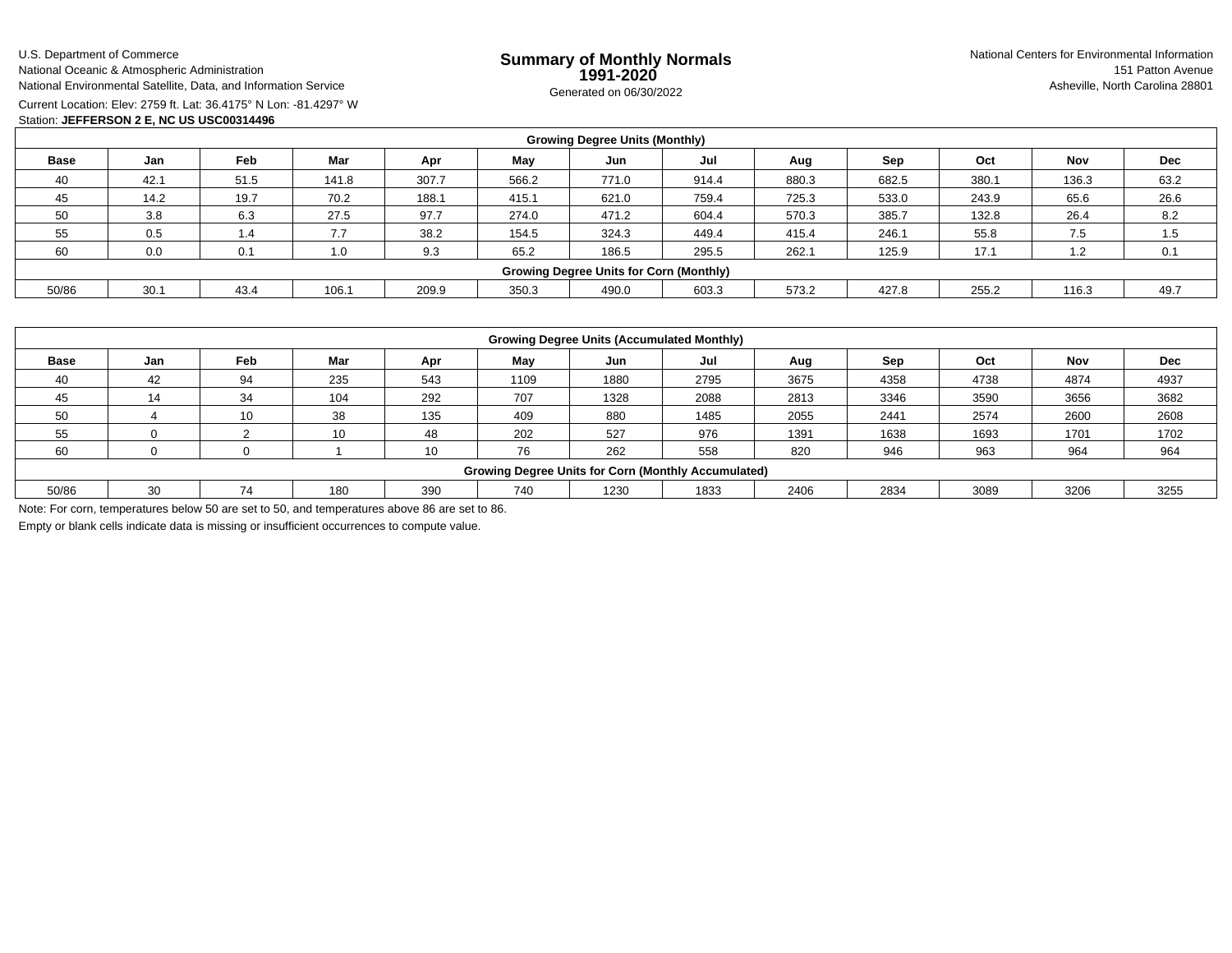U.S. Department of Commerce
National Oceanic & Atmospheric Administration
National Environmental Satellite, Data, and Information Service

# Summary of Monthly Normals 1991-2020

Generated on 06/30/2022

National Centers for Environmental Information
151 Patton Avenue
Asheville, North Carolina 28801

Current Location: Elev: 2759 ft. Lat: 36.4175° N Lon: -81.4297° W
Station: **JEFFERSON 2 E, NC US USC00314496**

| Growing Degree Units (Monthly) | | | | | | | | | | | | |
|---|---|---|---|---|---|---|---|---|---|---|---|---|
| **Base** | **Jan** | **Feb** | **Mar** | **Apr** | **May** | **Jun** | **Jul** | **Aug** | **Sep** | **Oct** | **Nov** | **Dec** |
| 40 | 42.1 | 51.5 | 141.8 | 307.7 | 566.2 | 771.0 | 914.4 | 880.3 | 682.5 | 380.1 | 136.3 | 63.2 |
| 45 | 14.2 | 19.7 | 70.2 | 188.1 | 415.1 | 621.0 | 759.4 | 725.3 | 533.0 | 243.9 | 65.6 | 26.6 |
| 50 | 3.8 | 6.3 | 27.5 | 97.7 | 274.0 | 471.2 | 604.4 | 570.3 | 385.7 | 132.8 | 26.4 | 8.2 |
| 55 | 0.5 | 1.4 | 7.7 | 38.2 | 154.5 | 324.3 | 449.4 | 415.4 | 246.1 | 55.8 | 7.5 | 1.5 |
| 60 | 0.0 | 0.1 | 1.0 | 9.3 | 65.2 | 186.5 | 295.5 | 262.1 | 125.9 | 17.1 | 1.2 | 0.1 |
| **Growing Degree Units for Corn (Monthly)** | | | | | | | | | | | | |
| 50/86 | 30.1 | 43.4 | 106.1 | 209.9 | 350.3 | 490.0 | 603.3 | 573.2 | 427.8 | 255.2 | 116.3 | 49.7 |

| Growing Degree Units (Accumulated Monthly) | | | | | | | | | | | | |
|---|---|---|---|---|---|---|---|---|---|---|---|---|
| **Base** | **Jan** | **Feb** | **Mar** | **Apr** | **May** | **Jun** | **Jul** | **Aug** | **Sep** | **Oct** | **Nov** | **Dec** |
| 40 | 42 | 94 | 235 | 543 | 1109 | 1880 | 2795 | 3675 | 4358 | 4738 | 4874 | 4937 |
| 45 | 14 | 34 | 104 | 292 | 707 | 1328 | 2088 | 2813 | 3346 | 3590 | 3656 | 3682 |
| 50 | 4 | 10 | 38 | 135 | 409 | 880 | 1485 | 2055 | 2441 | 2574 | 2600 | 2608 |
| 55 | 0 | 2 | 10 | 48 | 202 | 527 | 976 | 1391 | 1638 | 1693 | 1701 | 1702 |
| 60 | 0 | 0 | 1 | 10 | 76 | 262 | 558 | 820 | 946 | 963 | 964 | 964 |
| **Growing Degree Units for Corn (Monthly Accumulated)** | | | | | | | | | | | | |
| 50/86 | 30 | 74 | 180 | 390 | 740 | 1230 | 1833 | 2406 | 2834 | 3089 | 3206 | 3255 |

Note: For corn, temperatures below 50 are set to 50, and temperatures above 86 are set to 86.

Empty or blank cells indicate data is missing or insufficient occurrences to compute value.